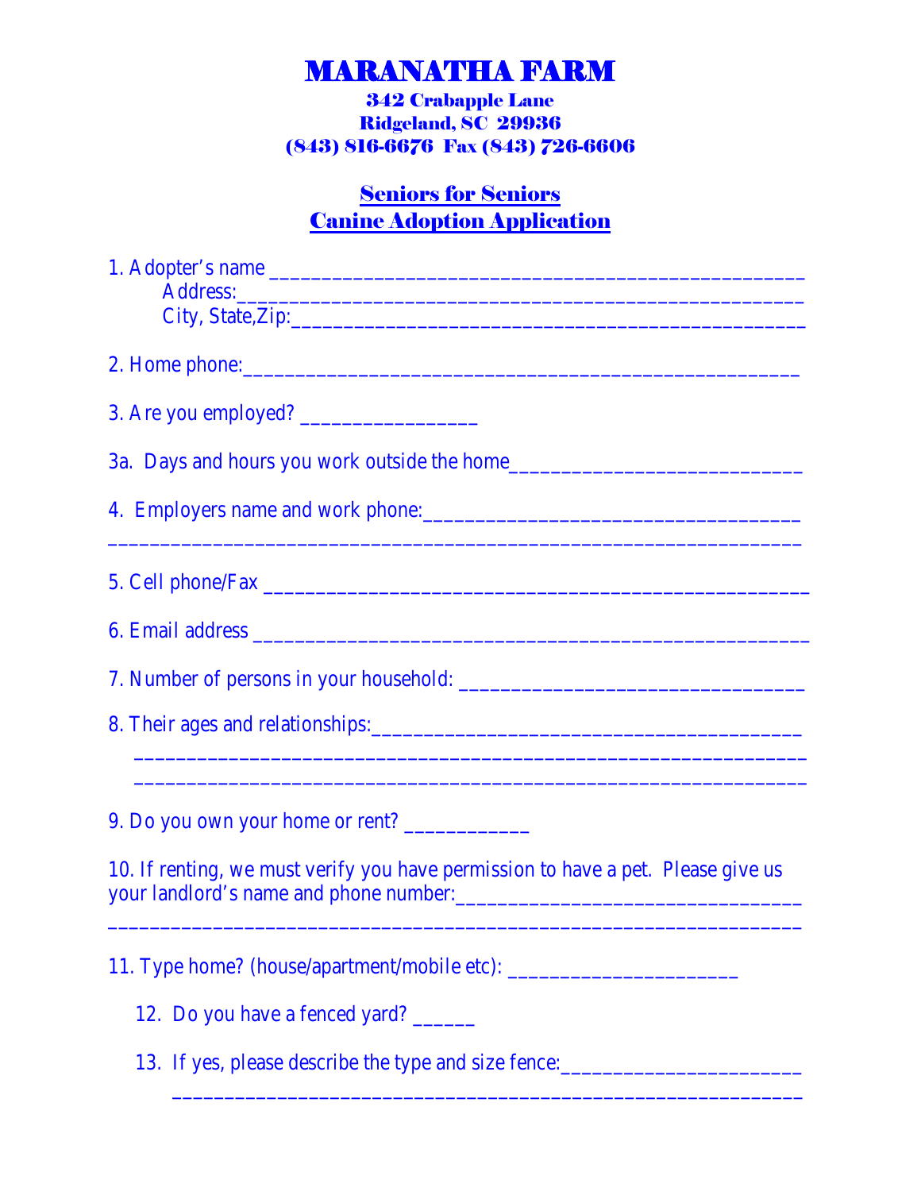# MARANATHA FARM

**342 Crabapple Lane**
**Ridgeland, SC 29936**
**(843) 816-6676 Fax (843) 726-6606**

## Seniors for Seniors
## Canine Adoption Application

1. Adopter's name ___________________________________________________
   Address:___________________________________________________
   City, State,Zip:_______________________________________________

2. Home phone:___________________________________________________

3. Are you employed? ________________

3a. Days and hours you work outside the home___________________________

4. Employers name and work phone:___________________________________
_________________________________________________________________

5. Cell phone/Fax ___________________________________________________

6. Email address ___________________________________________________

7. Number of persons in your household: _______________________________

8. Their ages and relationships:______________________________________
_________________________________________________________________
_________________________________________________________________

9. Do you own your home or rent? ___________

10. If renting, we must verify you have permission to have a pet. Please give us your landlord's name and phone number:_______________________________
_________________________________________________________________

11. Type home? (house/apartment/mobile etc): _____________________

12. Do you have a fenced yard? ______

13. If yes, please describe the type and size fence:______________________
_________________________________________________________________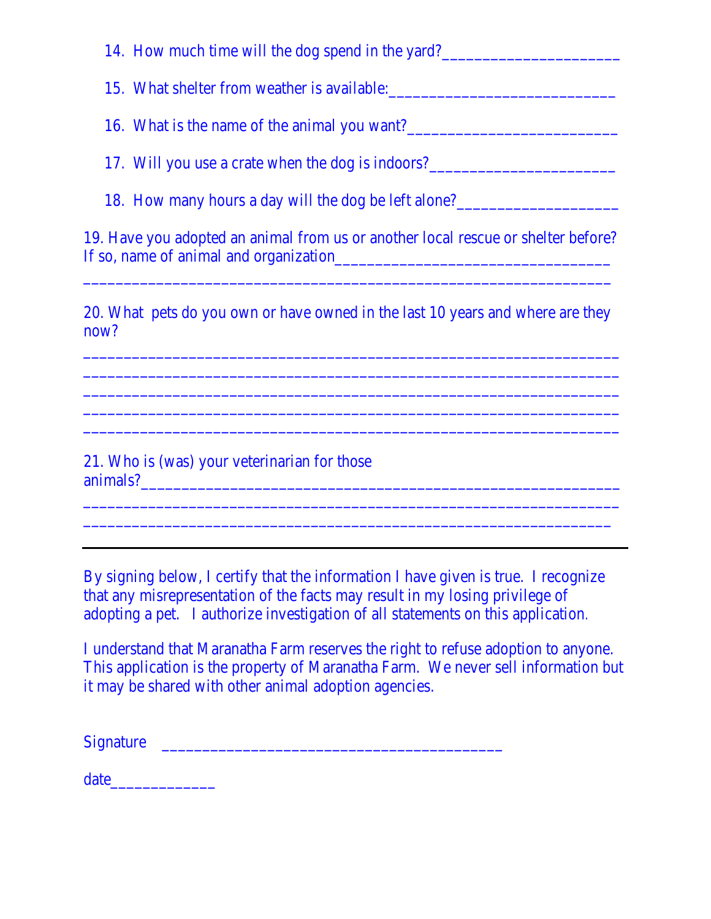14. How much time will the dog spend in the yard?_____________________

15. What shelter from weather is available:___________________________

16. What is the name of the animal you want?_________________________

17. Will you use a crate when the dog is indoors?______________________

18. How many hours a day will the dog be left alone?___________________

19. Have you adopted an animal from us or another local rescue or shelter before? If so, name of animal and organization________________________________
______________________________________________________________

20. What pets do you own or have owned in the last 10 years and where are they now?

______________________________________________________________
______________________________________________________________
______________________________________________________________
______________________________________________________________
______________________________________________________________

21. Who is (was) your veterinarian for those animals?____________________________________________________________
______________________________________________________________
______________________________________________________________

---

By signing below, I certify that the information I have given is true. I recognize that any misrepresentation of the facts may result in my losing privilege of adopting a pet. I authorize investigation of all statements on this application.

I understand that Maranatha Farm reserves the right to refuse adoption to anyone. This application is the property of Maranatha Farm. We never sell information but it may be shared with other animal adoption agencies.

Signature ________________________________________

date____________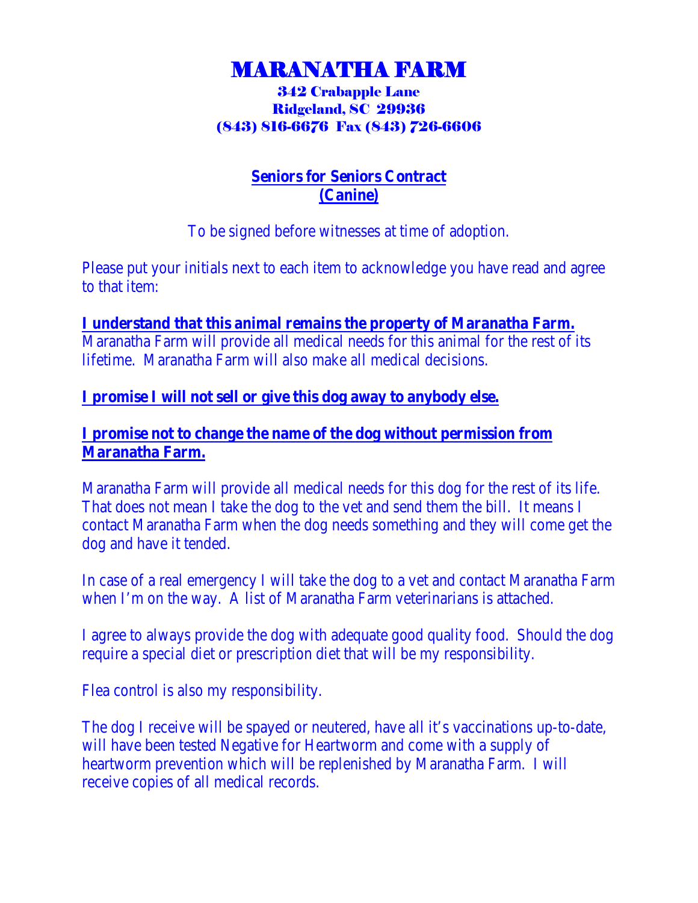# MARANATHA FARM

**342 Crabapple Lane**
**Ridgeland, SC 29936**
**(843) 816-6676 Fax (843) 726-6606**

## Seniors for Seniors Contract
## (Canine)

To be signed before witnesses at time of adoption.

Please put your initials next to each item to acknowledge you have read and agree to that item:

**I understand that this animal remains the property of Maranatha Farm.**
Maranatha Farm will provide all medical needs for this animal for the rest of its lifetime. Maranatha Farm will also make all medical decisions.

**I promise I will not sell or give this dog away to anybody else.**

**I promise not to change the name of the dog without permission from Maranatha Farm.**

Maranatha Farm will provide all medical needs for this dog for the rest of its life. That does not mean I take the dog to the vet and send them the bill. It means I contact Maranatha Farm when the dog needs something and they will come get the dog and have it tended.

In case of a real emergency I will take the dog to a vet and contact Maranatha Farm when I'm on the way. A list of Maranatha Farm veterinarians is attached.

I agree to always provide the dog with adequate good quality food. Should the dog require a special diet or prescription diet that will be my responsibility.

Flea control is also my responsibility.

The dog I receive will be spayed or neutered, have all it's vaccinations up-to-date, will have been tested Negative for Heartworm and come with a supply of heartworm prevention which will be replenished by Maranatha Farm. I will receive copies of all medical records.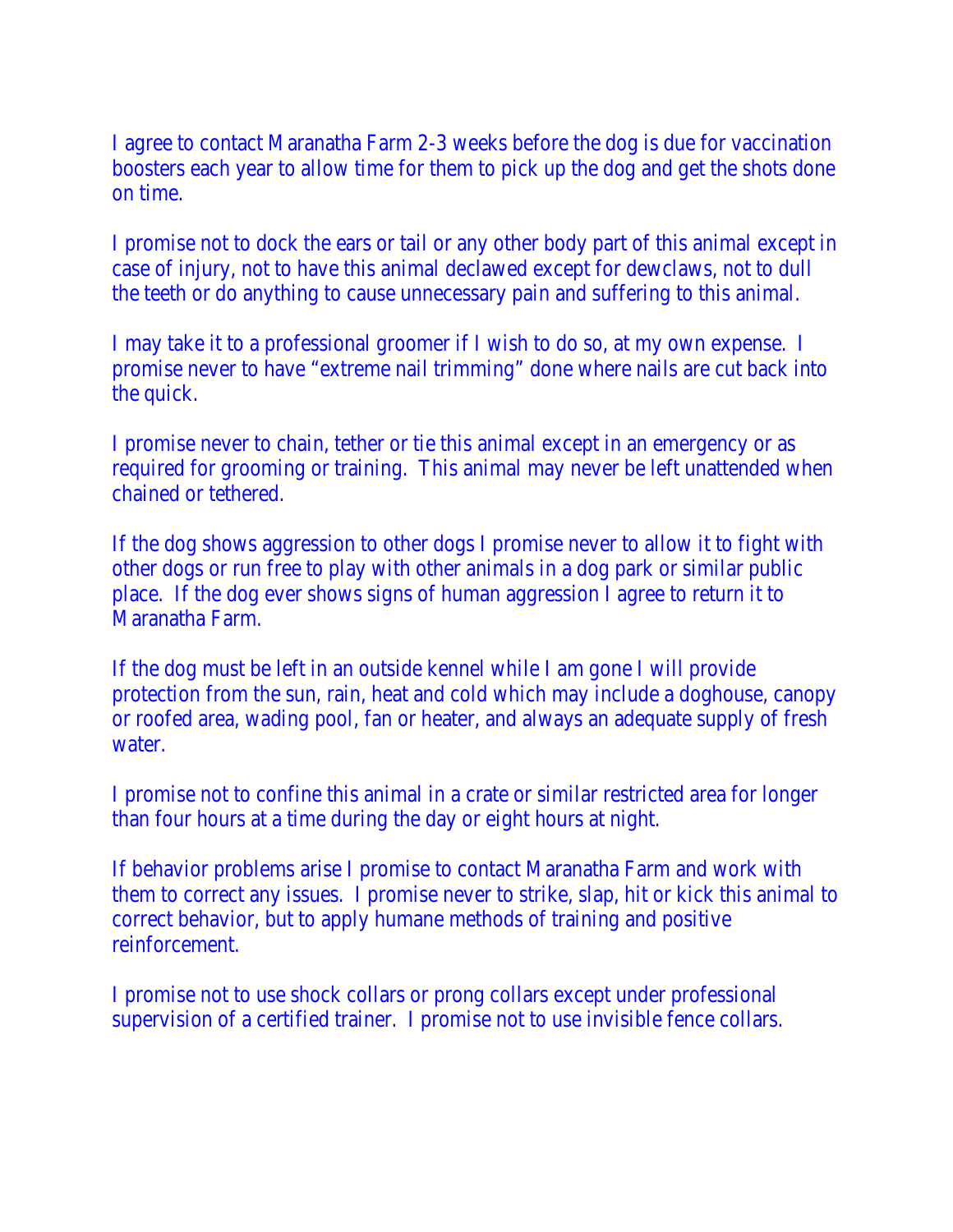I agree to contact Maranatha Farm 2-3 weeks before the dog is due for vaccination boosters each year to allow time for them to pick up the dog and get the shots done on time.

I promise not to dock the ears or tail or any other body part of this animal except in case of injury, not to have this animal declawed except for dewclaws, not to dull the teeth or do anything to cause unnecessary pain and suffering to this animal.

I may take it to a professional groomer if I wish to do so, at my own expense. I promise never to have "extreme nail trimming" done where nails are cut back into the quick.

I promise never to chain, tether or tie this animal except in an emergency or as required for grooming or training. This animal may never be left unattended when chained or tethered.

If the dog shows aggression to other dogs I promise never to allow it to fight with other dogs or run free to play with other animals in a dog park or similar public place. If the dog ever shows signs of human aggression I agree to return it to Maranatha Farm.

If the dog must be left in an outside kennel while I am gone I will provide protection from the sun, rain, heat and cold which may include a doghouse, canopy or roofed area, wading pool, fan or heater, and always an adequate supply of fresh water.

I promise not to confine this animal in a crate or similar restricted area for longer than four hours at a time during the day or eight hours at night.

If behavior problems arise I promise to contact Maranatha Farm and work with them to correct any issues. I promise never to strike, slap, hit or kick this animal to correct behavior, but to apply humane methods of training and positive reinforcement.

I promise not to use shock collars or prong collars except under professional supervision of a certified trainer. I promise not to use invisible fence collars.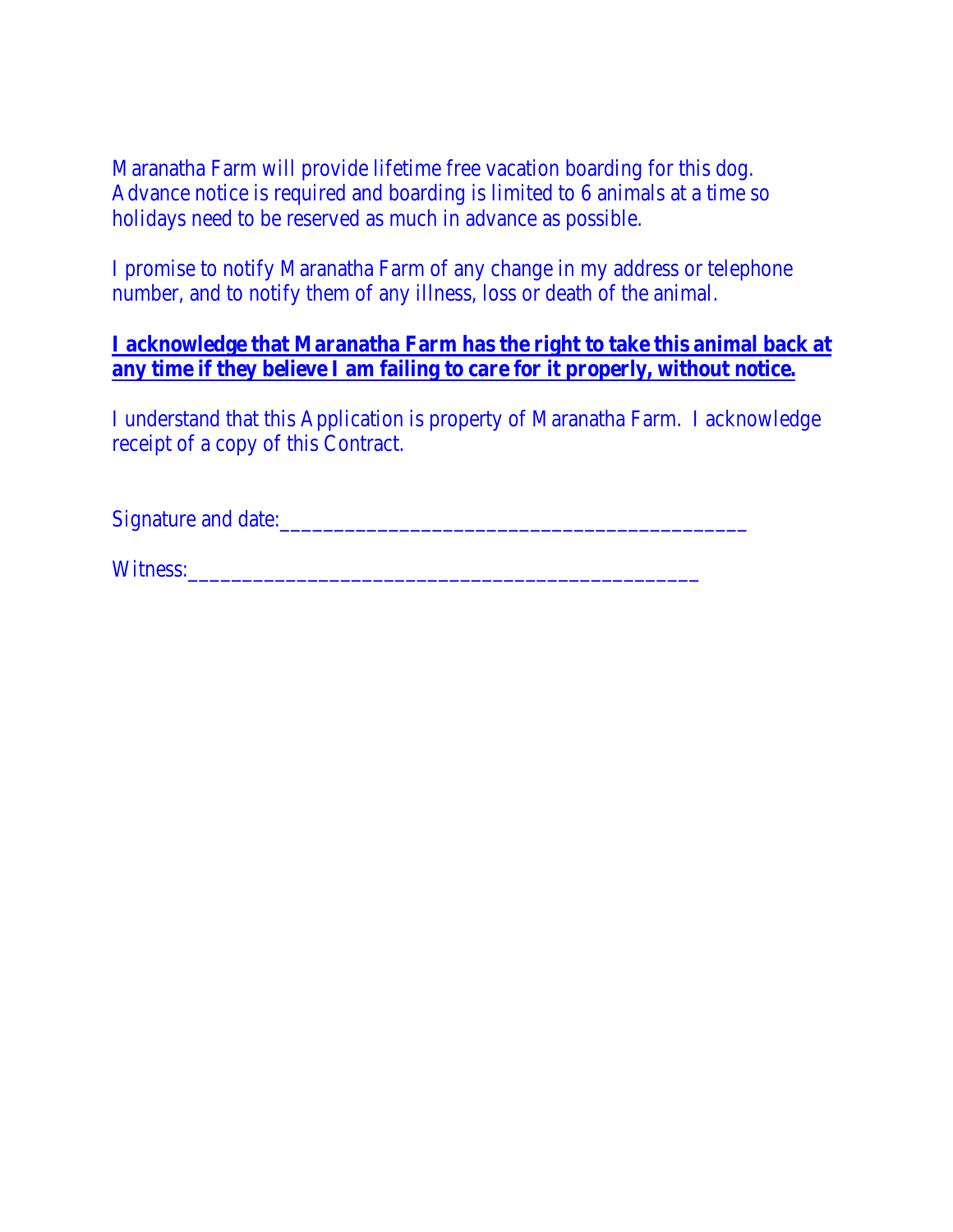Maranatha Farm will provide lifetime free vacation boarding for this dog. Advance notice is required and boarding is limited to 6 animals at a time so holidays need to be reserved as much in advance as possible.

I promise to notify Maranatha Farm of any change in my address or telephone number, and to notify them of any illness, loss or death of the animal.

**I acknowledge that Maranatha Farm has the right to take this animal back at any time if they believe I am failing to care for it properly, without notice.**

I understand that this Application is property of Maranatha Farm. I acknowledge receipt of a copy of this Contract.

Signature and date:___________________________________________

Witness:_______________________________________________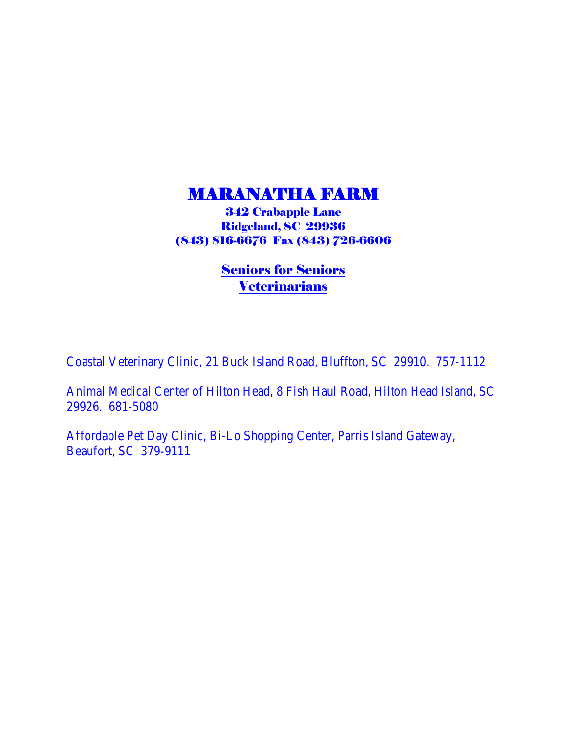# MARANATHA FARM

**342 Crabapple Lane**
**Ridgeland, SC 29936**
**(843) 816-6676 Fax (843) 726-6606**

## Seniors for Seniors
## Veterinarians

Coastal Veterinary Clinic, 21 Buck Island Road, Bluffton, SC 29910. 757-1112

Animal Medical Center of Hilton Head, 8 Fish Haul Road, Hilton Head Island, SC 29926. 681-5080

Affordable Pet Day Clinic, Bi-Lo Shopping Center, Parris Island Gateway, Beaufort, SC 379-9111